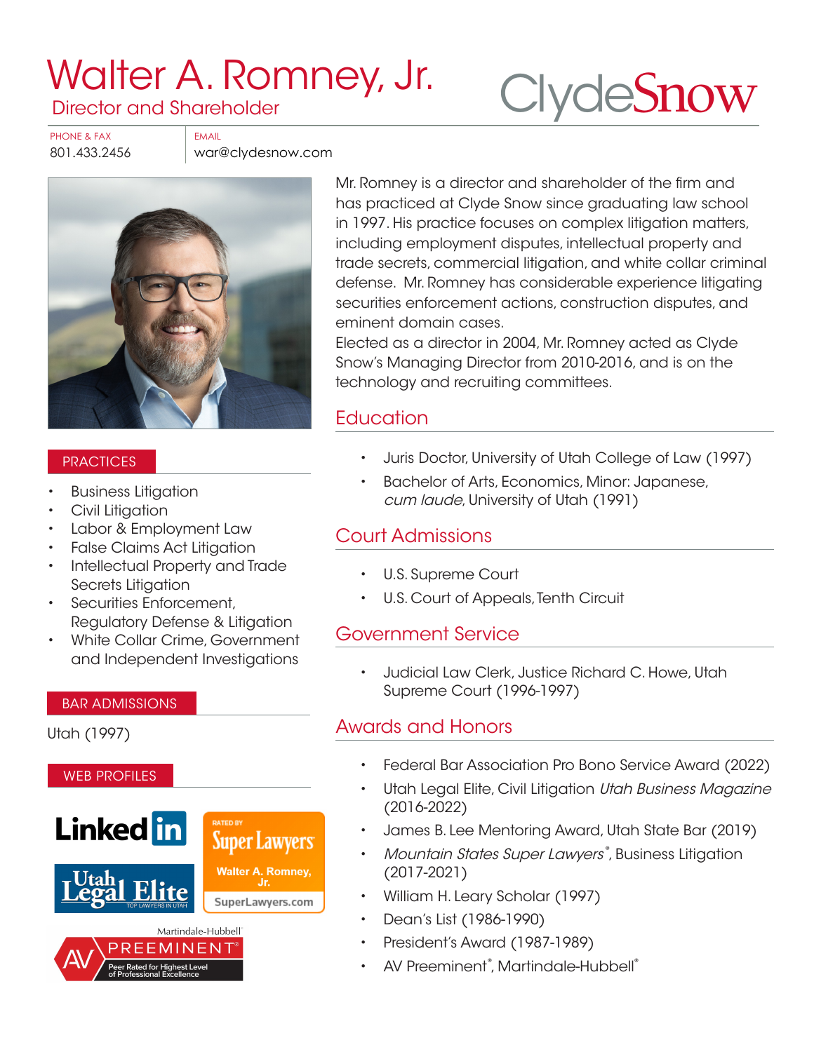# Walter A. Romney, Jr.

Director and Shareholder

ClydeSnow

PHONE & FAX
801.433.2456

EMAIL
war@clydesnow.com

Mr. Romney is a director and shareholder of the firm and has practiced at Clyde Snow since graduating law school in 1997. His practice focuses on complex litigation matters, including employment disputes, intellectual property and trade secrets, commercial litigation, and white collar criminal defense. Mr. Romney has considerable experience litigating securities enforcement actions, construction disputes, and eminent domain cases.

Elected as a director in 2004, Mr. Romney acted as Clyde Snow's Managing Director from 2010-2016, and is on the technology and recruiting committees.

## PRACTICES

- Business Litigation
- Civil Litigation
- Labor & Employment Law
- False Claims Act Litigation
- Intellectual Property and Trade Secrets Litigation
- Securities Enforcement, Regulatory Defense & Litigation
- White Collar Crime, Government and Independent Investigations

## BAR ADMISSIONS

Utah (1997)

## WEB PROFILES

LinkedIn

Rated by Super Lawyers — Walter A. Romney, Jr. — SuperLawyers.com

Utah Legal Elite — Top Lawyers in Utah

Martindale-Hubbell AV Preeminent® — Peer Rated for Highest Level of Professional Excellence

## Education

- Juris Doctor, University of Utah College of Law (1997)
- Bachelor of Arts, Economics, Minor: Japanese, *cum laude*, University of Utah (1991)

## Court Admissions

- U.S. Supreme Court
- U.S. Court of Appeals, Tenth Circuit

## Government Service

- Judicial Law Clerk, Justice Richard C. Howe, Utah Supreme Court (1996-1997)

## Awards and Honors

- Federal Bar Association Pro Bono Service Award (2022)
- Utah Legal Elite, Civil Litigation *Utah Business Magazine* (2016-2022)
- James B. Lee Mentoring Award, Utah State Bar (2019)
- *Mountain States Super Lawyers*®, Business Litigation (2017-2021)
- William H. Leary Scholar (1997)
- Dean's List (1986-1990)
- President's Award (1987-1989)
- AV Preeminent®, Martindale-Hubbell®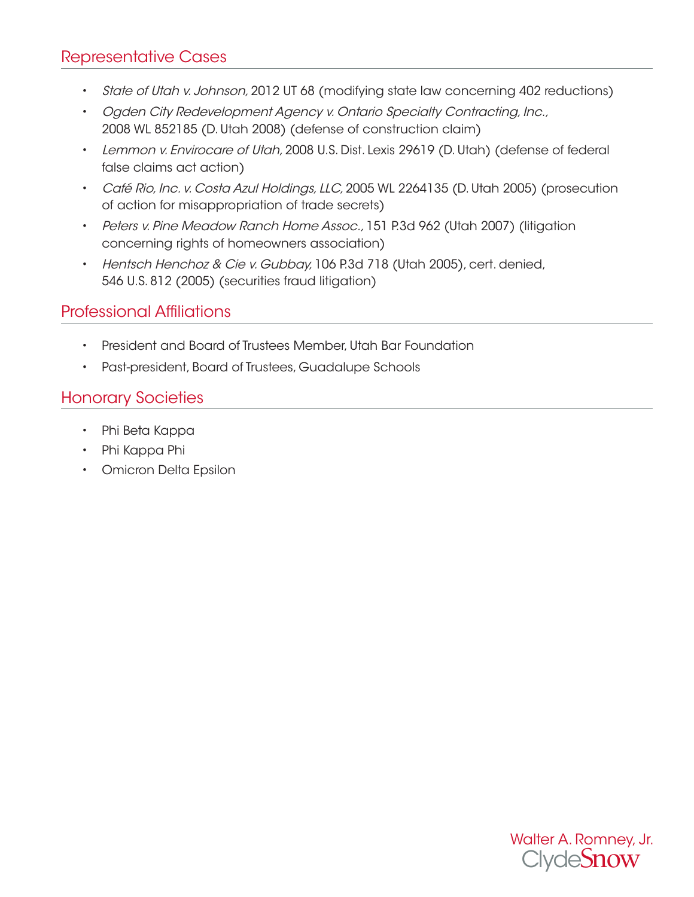## Representative Cases

- *State of Utah v. Johnson,* 2012 UT 68 (modifying state law concerning 402 reductions)
- *Ogden City Redevelopment Agency v. Ontario Specialty Contracting, Inc.,* 2008 WL 852185 (D. Utah 2008) (defense of construction claim)
- *Lemmon v. Envirocare of Utah,* 2008 U.S. Dist. Lexis 29619 (D. Utah) (defense of federal false claims act action)
- *Café Rio, Inc. v. Costa Azul Holdings, LLC,* 2005 WL 2264135 (D. Utah 2005) (prosecution of action for misappropriation of trade secrets)
- *Peters v. Pine Meadow Ranch Home Assoc.,* 151 P.3d 962 (Utah 2007) (litigation concerning rights of homeowners association)
- *Hentsch Henchoz & Cie v. Gubbay,* 106 P.3d 718 (Utah 2005), cert. denied, 546 U.S. 812 (2005) (securities fraud litigation)

## Professional Affiliations

- President and Board of Trustees Member, Utah Bar Foundation
- Past-president, Board of Trustees, Guadalupe Schools

## Honorary Societies

- Phi Beta Kappa
- Phi Kappa Phi
- Omicron Delta Epsilon